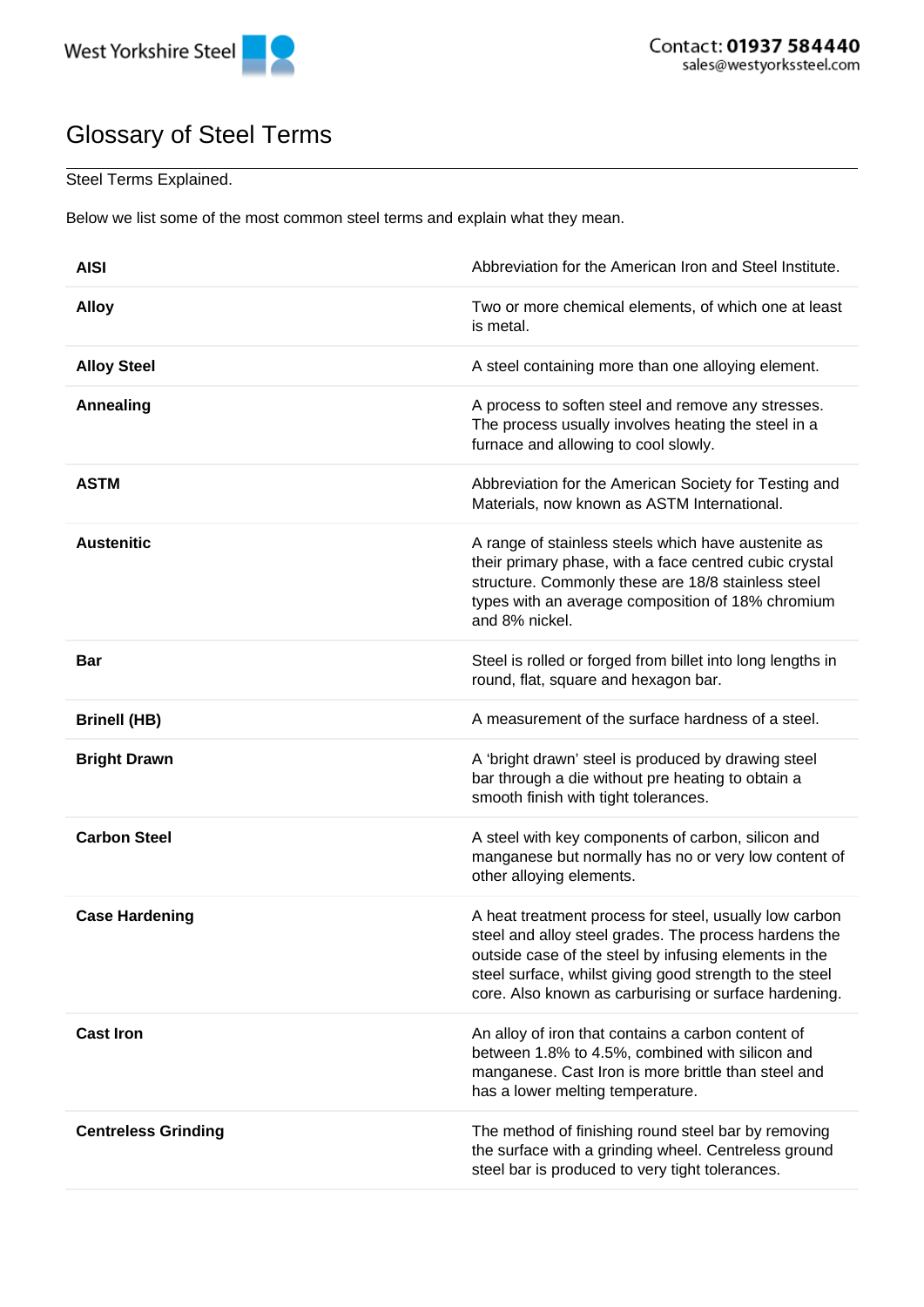West Yorkshire Steel

Contact: **01937 584440**
sales@westyorkssteel.com

# Glossary of Steel Terms

Steel Terms Explained.

Below we list some of the most common steel terms and explain what they mean.

| | |
|---|---|
| **AISI** | Abbreviation for the American Iron and Steel Institute. |
| **Alloy** | Two or more chemical elements, of which one at least is metal. |
| **Alloy Steel** | A steel containing more than one alloying element. |
| **Annealing** | A process to soften steel and remove any stresses. The process usually involves heating the steel in a furnace and allowing to cool slowly. |
| **ASTM** | Abbreviation for the American Society for Testing and Materials, now known as ASTM International. |
| **Austenitic** | A range of stainless steels which have austenite as their primary phase, with a face centred cubic crystal structure. Commonly these are 18/8 stainless steel types with an average composition of 18% chromium and 8% nickel. |
| **Bar** | Steel is rolled or forged from billet into long lengths in round, flat, square and hexagon bar. |
| **Brinell (HB)** | A measurement of the surface hardness of a steel. |
| **Bright Drawn** | A 'bright drawn' steel is produced by drawing steel bar through a die without pre heating to obtain a smooth finish with tight tolerances. |
| **Carbon Steel** | A steel with key components of carbon, silicon and manganese but normally has no or very low content of other alloying elements. |
| **Case Hardening** | A heat treatment process for steel, usually low carbon steel and alloy steel grades. The process hardens the outside case of the steel by infusing elements in the steel surface, whilst giving good strength to the steel core. Also known as carburising or surface hardening. |
| **Cast Iron** | An alloy of iron that contains a carbon content of between 1.8% to 4.5%, combined with silicon and manganese. Cast Iron is more brittle than steel and has a lower melting temperature. |
| **Centreless Grinding** | The method of finishing round steel bar by removing the surface with a grinding wheel. Centreless ground steel bar is produced to very tight tolerances. |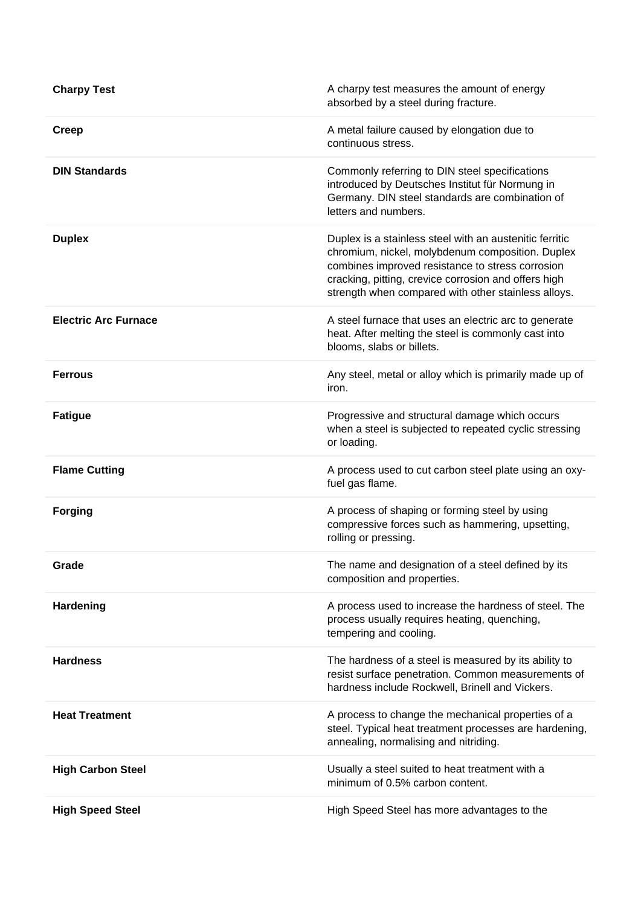| | |
|---|---|
| **Charpy Test** | A charpy test measures the amount of energy absorbed by a steel during fracture. |
| **Creep** | A metal failure caused by elongation due to continuous stress. |
| **DIN Standards** | Commonly referring to DIN steel specifications introduced by Deutsches Institut für Normung in Germany. DIN steel standards are combination of letters and numbers. |
| **Duplex** | Duplex is a stainless steel with an austenitic ferritic chromium, nickel, molybdenum composition. Duplex combines improved resistance to stress corrosion cracking, pitting, crevice corrosion and offers high strength when compared with other stainless alloys. |
| **Electric Arc Furnace** | A steel furnace that uses an electric arc to generate heat. After melting the steel is commonly cast into blooms, slabs or billets. |
| **Ferrous** | Any steel, metal or alloy which is primarily made up of iron. |
| **Fatigue** | Progressive and structural damage which occurs when a steel is subjected to repeated cyclic stressing or loading. |
| **Flame Cutting** | A process used to cut carbon steel plate using an oxy-fuel gas flame. |
| **Forging** | A process of shaping or forming steel by using compressive forces such as hammering, upsetting, rolling or pressing. |
| **Grade** | The name and designation of a steel defined by its composition and properties. |
| **Hardening** | A process used to increase the hardness of steel. The process usually requires heating, quenching, tempering and cooling. |
| **Hardness** | The hardness of a steel is measured by its ability to resist surface penetration. Common measurements of hardness include Rockwell, Brinell and Vickers. |
| **Heat Treatment** | A process to change the mechanical properties of a steel. Typical heat treatment processes are hardening, annealing, normalising and nitriding. |
| **High Carbon Steel** | Usually a steel suited to heat treatment with a minimum of 0.5% carbon content. |
| **High Speed Steel** | High Speed Steel has more advantages to the |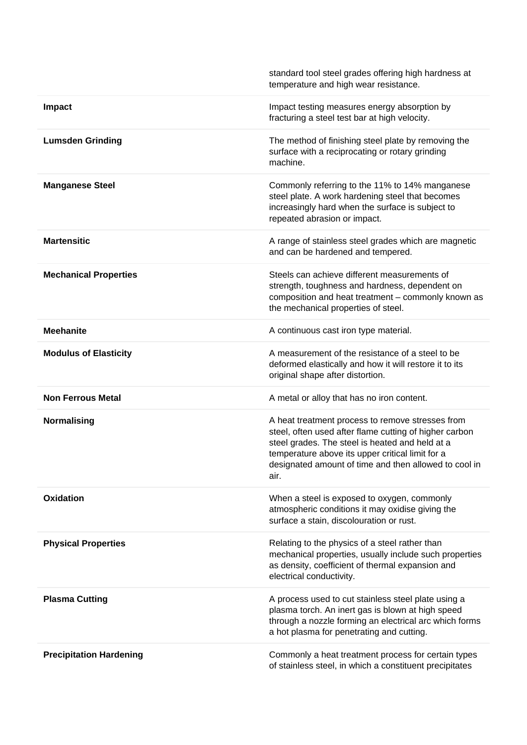| | |
|---|---|
| | standard tool steel grades offering high hardness at temperature and high wear resistance. |
| **Impact** | Impact testing measures energy absorption by fracturing a steel test bar at high velocity. |
| **Lumsden Grinding** | The method of finishing steel plate by removing the surface with a reciprocating or rotary grinding machine. |
| **Manganese Steel** | Commonly referring to the 11% to 14% manganese steel plate. A work hardening steel that becomes increasingly hard when the surface is subject to repeated abrasion or impact. |
| **Martensitic** | A range of stainless steel grades which are magnetic and can be hardened and tempered. |
| **Mechanical Properties** | Steels can achieve different measurements of strength, toughness and hardness, dependent on composition and heat treatment – commonly known as the mechanical properties of steel. |
| **Meehanite** | A continuous cast iron type material. |
| **Modulus of Elasticity** | A measurement of the resistance of a steel to be deformed elastically and how it will restore it to its original shape after distortion. |
| **Non Ferrous Metal** | A metal or alloy that has no iron content. |
| **Normalising** | A heat treatment process to remove stresses from steel, often used after flame cutting of higher carbon steel grades. The steel is heated and held at a temperature above its upper critical limit for a designated amount of time and then allowed to cool in air. |
| **Oxidation** | When a steel is exposed to oxygen, commonly atmospheric conditions it may oxidise giving the surface a stain, discolouration or rust. |
| **Physical Properties** | Relating to the physics of a steel rather than mechanical properties, usually include such properties as density, coefficient of thermal expansion and electrical conductivity. |
| **Plasma Cutting** | A process used to cut stainless steel plate using a plasma torch. An inert gas is blown at high speed through a nozzle forming an electrical arc which forms a hot plasma for penetrating and cutting. |
| **Precipitation Hardening** | Commonly a heat treatment process for certain types of stainless steel, in which a constituent precipitates |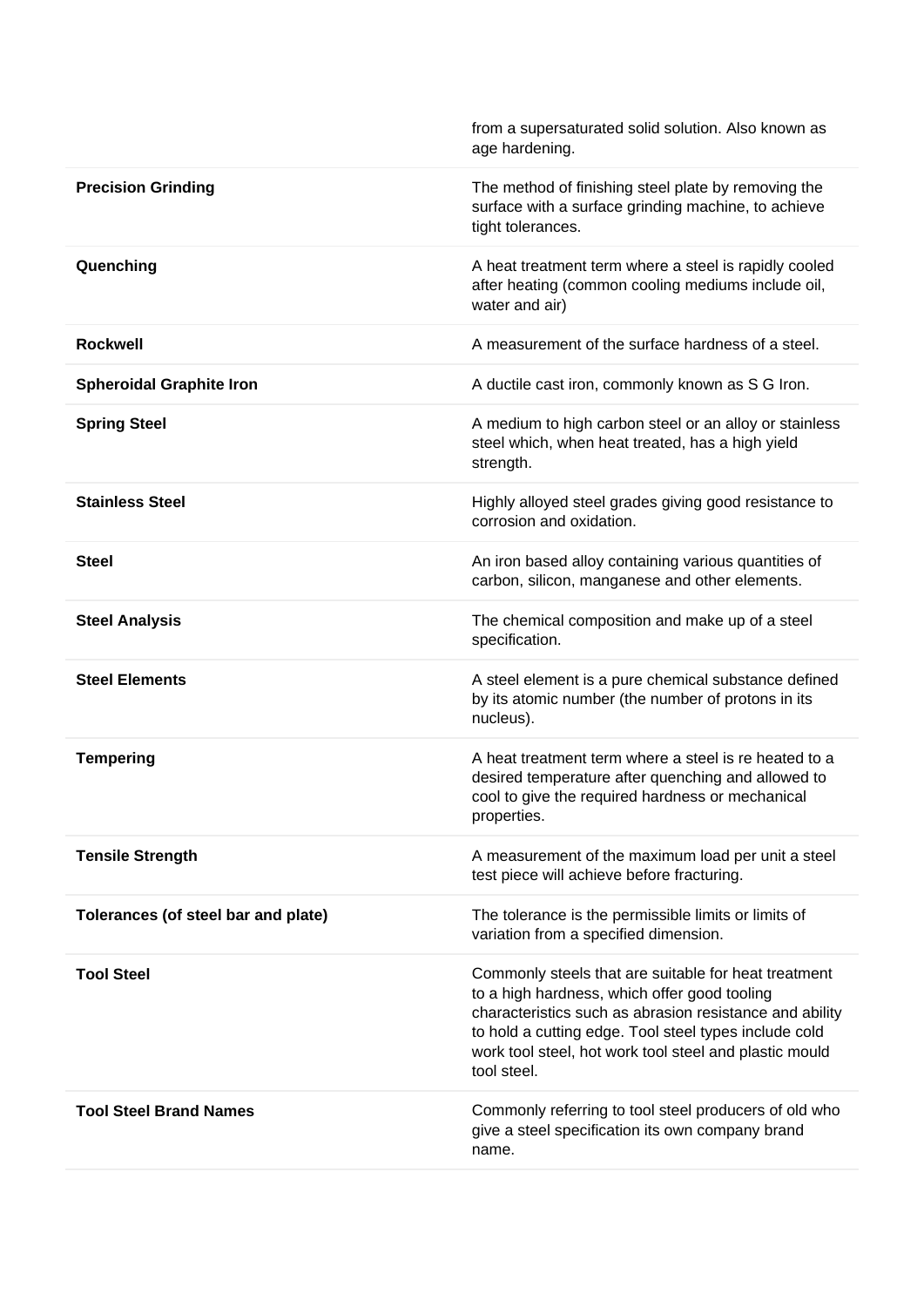| | |
|---|---|
| | from a supersaturated solid solution. Also known as age hardening. |
| **Precision Grinding** | The method of finishing steel plate by removing the surface with a surface grinding machine, to achieve tight tolerances. |
| **Quenching** | A heat treatment term where a steel is rapidly cooled after heating (common cooling mediums include oil, water and air) |
| **Rockwell** | A measurement of the surface hardness of a steel. |
| **Spheroidal Graphite Iron** | A ductile cast iron, commonly known as S G Iron. |
| **Spring Steel** | A medium to high carbon steel or an alloy or stainless steel which, when heat treated, has a high yield strength. |
| **Stainless Steel** | Highly alloyed steel grades giving good resistance to corrosion and oxidation. |
| **Steel** | An iron based alloy containing various quantities of carbon, silicon, manganese and other elements. |
| **Steel Analysis** | The chemical composition and make up of a steel specification. |
| **Steel Elements** | A steel element is a pure chemical substance defined by its atomic number (the number of protons in its nucleus). |
| **Tempering** | A heat treatment term where a steel is re heated to a desired temperature after quenching and allowed to cool to give the required hardness or mechanical properties. |
| **Tensile Strength** | A measurement of the maximum load per unit a steel test piece will achieve before fracturing. |
| **Tolerances (of steel bar and plate)** | The tolerance is the permissible limits or limits of variation from a specified dimension. |
| **Tool Steel** | Commonly steels that are suitable for heat treatment to a high hardness, which offer good tooling characteristics such as abrasion resistance and ability to hold a cutting edge. Tool steel types include cold work tool steel, hot work tool steel and plastic mould tool steel. |
| **Tool Steel Brand Names** | Commonly referring to tool steel producers of old who give a steel specification its own company brand name. |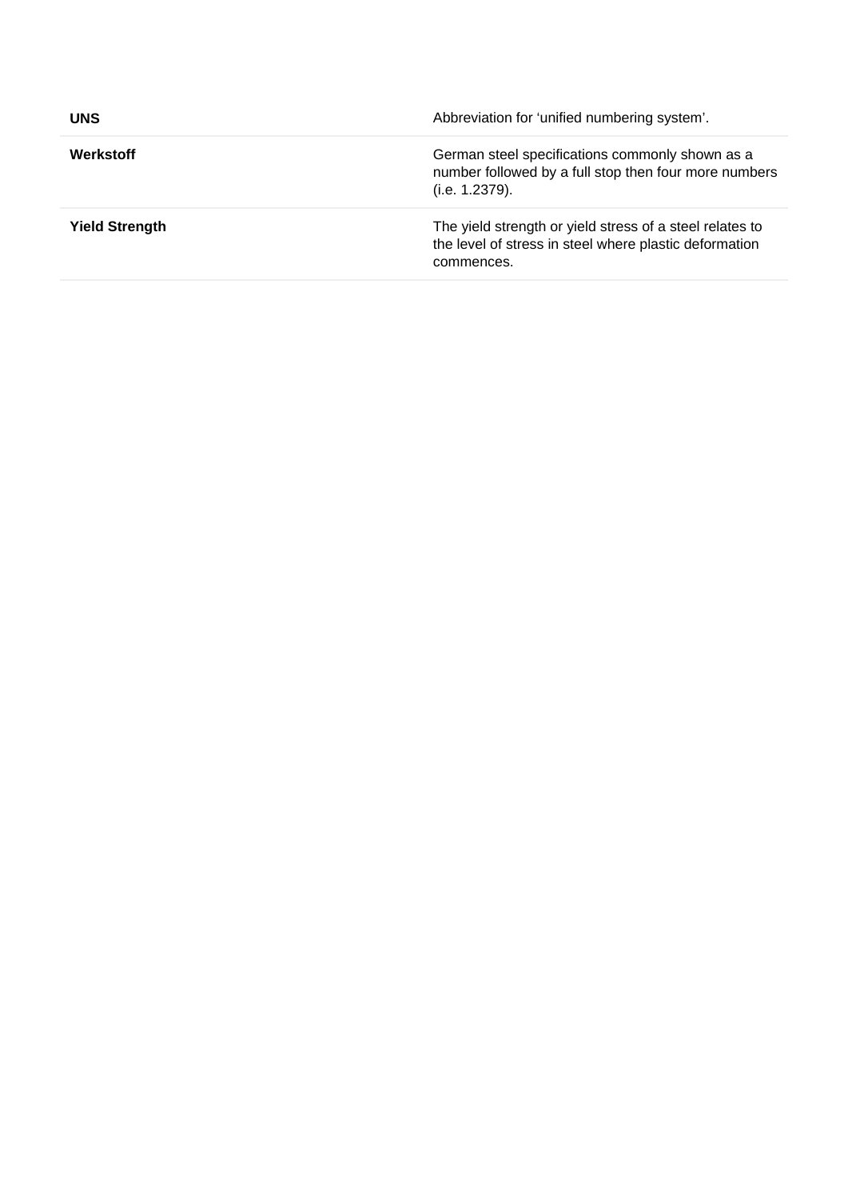| | |
|---|---|
| **UNS** | Abbreviation for ‘unified numbering system’. |
| **Werkstoff** | German steel specifications commonly shown as a number followed by a full stop then four more numbers (i.e. 1.2379). |
| **Yield Strength** | The yield strength or yield stress of a steel relates to the level of stress in steel where plastic deformation commences. |